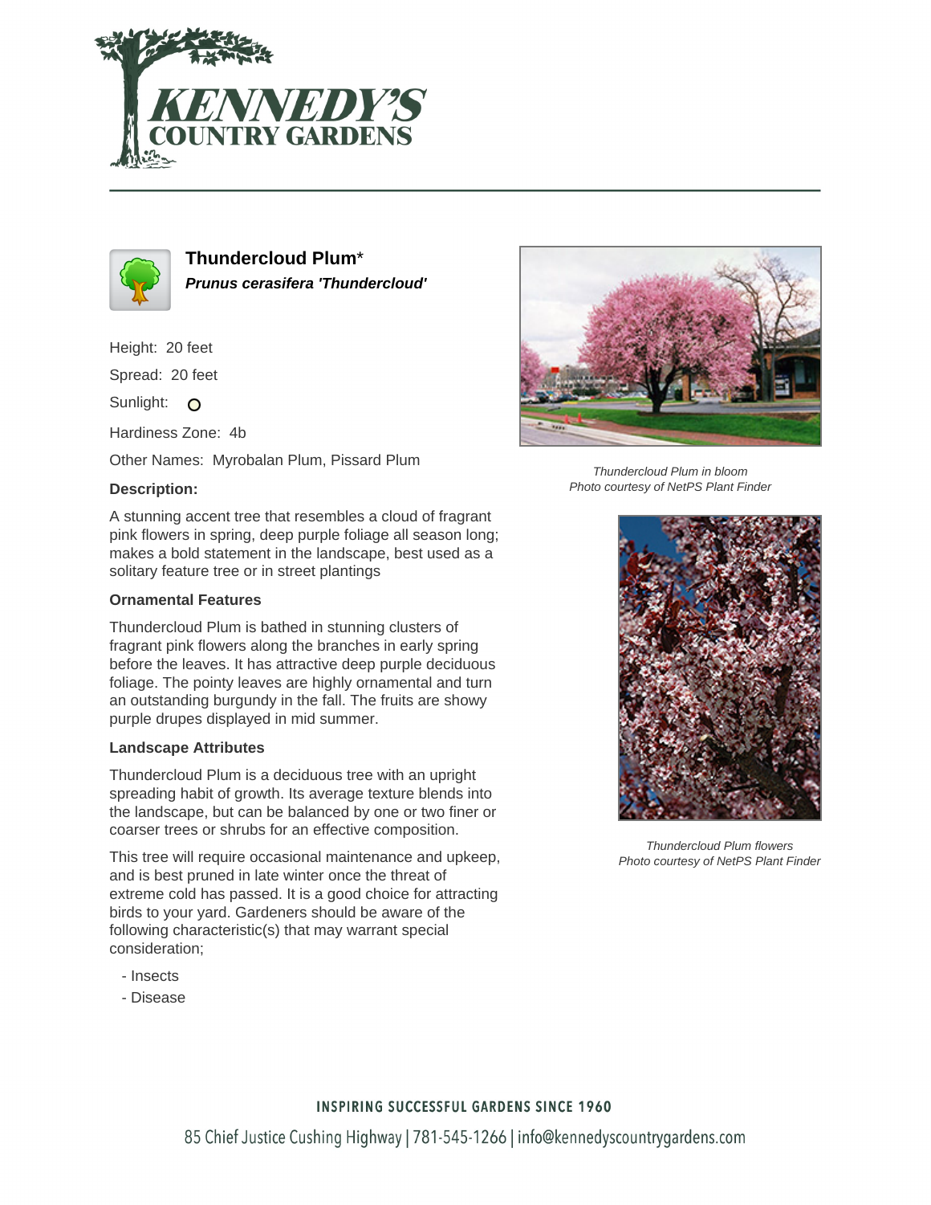# Thundercloud Plum*

***Prunus cerasifera 'Thundercloud'***

Height: 20 feet

Spread: 20 feet

Sunlight: O

Hardiness Zone: 4b

Other Names: Myrobalan Plum, Pissard Plum

### Description:

A stunning accent tree that resembles a cloud of fragrant pink flowers in spring, deep purple foliage all season long; makes a bold statement in the landscape, best used as a solitary feature tree or in street plantings

### Ornamental Features

Thundercloud Plum is bathed in stunning clusters of fragrant pink flowers along the branches in early spring before the leaves. It has attractive deep purple deciduous foliage. The pointy leaves are highly ornamental and turn an outstanding burgundy in the fall. The fruits are showy purple drupes displayed in mid summer.

### Landscape Attributes

Thundercloud Plum is a deciduous tree with an upright spreading habit of growth. Its average texture blends into the landscape, but can be balanced by one or two finer or coarser trees or shrubs for an effective composition.

This tree will require occasional maintenance and upkeep, and is best pruned in late winter once the threat of extreme cold has passed. It is a good choice for attracting birds to your yard. Gardeners should be aware of the following characteristic(s) that may warrant special consideration;

- Insects
- Disease

*Thundercloud Plum in bloom*
*Photo courtesy of NetPS Plant Finder*

*Thundercloud Plum flowers*
*Photo courtesy of NetPS Plant Finder*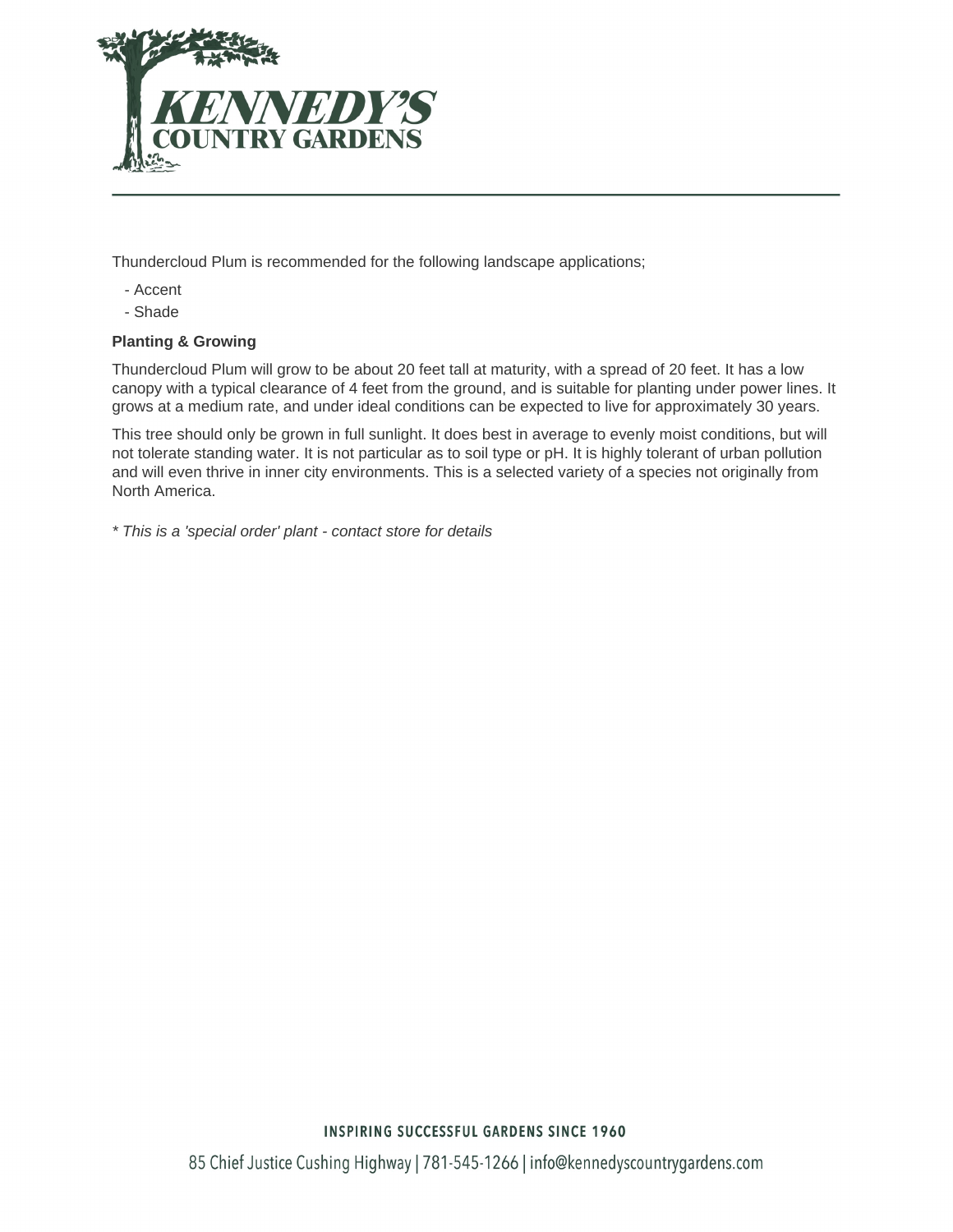Thundercloud Plum is recommended for the following landscape applications;

- Accent
- Shade

**Planting & Growing**

Thundercloud Plum will grow to be about 20 feet tall at maturity, with a spread of 20 feet. It has a low canopy with a typical clearance of 4 feet from the ground, and is suitable for planting under power lines. It grows at a medium rate, and under ideal conditions can be expected to live for approximately 30 years.

This tree should only be grown in full sunlight. It does best in average to evenly moist conditions, but will not tolerate standing water. It is not particular as to soil type or pH. It is highly tolerant of urban pollution and will even thrive in inner city environments. This is a selected variety of a species not originally from North America.

*\* This is a 'special order' plant - contact store for details*